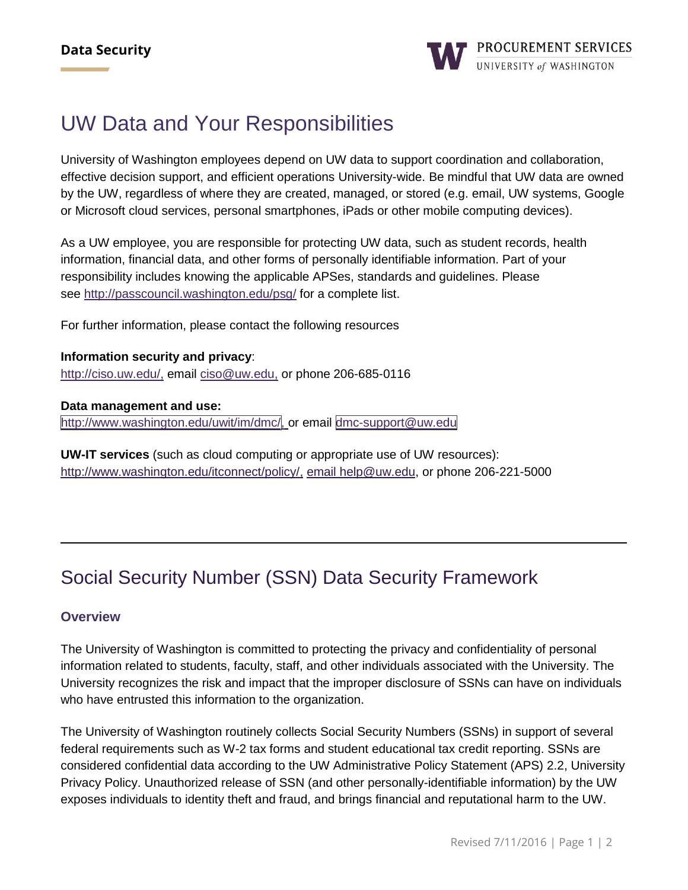# UW Data and Your Responsibilities

University of Washington employees depend on UW data to support coordination and collaboration, effective decision support, and efficient operations University-wide. Be mindful that UW data are owned by the UW, regardless of where they are created, managed, or stored (e.g. email, UW systems, Google or Microsoft cloud services, personal smartphones, iPads or other mobile computing devices).

As a UW employee, you are responsible for protecting UW data, such as student records, health information, financial data, and other forms of personally identifiable information. Part of your responsibility includes knowing the applicable APSes, standards and guidelines. Please see http://passcouncil.washington.edu/psg/ for a complete list.

For further information, please contact the following resources

**Information security and privacy**:
http://ciso.uw.edu/, email ciso@uw.edu, or phone 206-685-0116

**Data management and use:**
http://www.washington.edu/uwit/im/dmc/, or email dmc-support@uw.edu

**UW-IT services** (such as cloud computing or appropriate use of UW resources):
http://www.washington.edu/itconnect/policy/, email help@uw.edu, or phone 206-221-5000

---

# Social Security Number (SSN) Data Security Framework

### Overview

The University of Washington is committed to protecting the privacy and confidentiality of personal information related to students, faculty, staff, and other individuals associated with the University. The University recognizes the risk and impact that the improper disclosure of SSNs can have on individuals who have entrusted this information to the organization.

The University of Washington routinely collects Social Security Numbers (SSNs) in support of several federal requirements such as W-2 tax forms and student educational tax credit reporting. SSNs are considered confidential data according to the UW Administrative Policy Statement (APS) 2.2, University Privacy Policy. Unauthorized release of SSN (and other personally-identifiable information) by the UW exposes individuals to identity theft and fraud, and brings financial and reputational harm to the UW.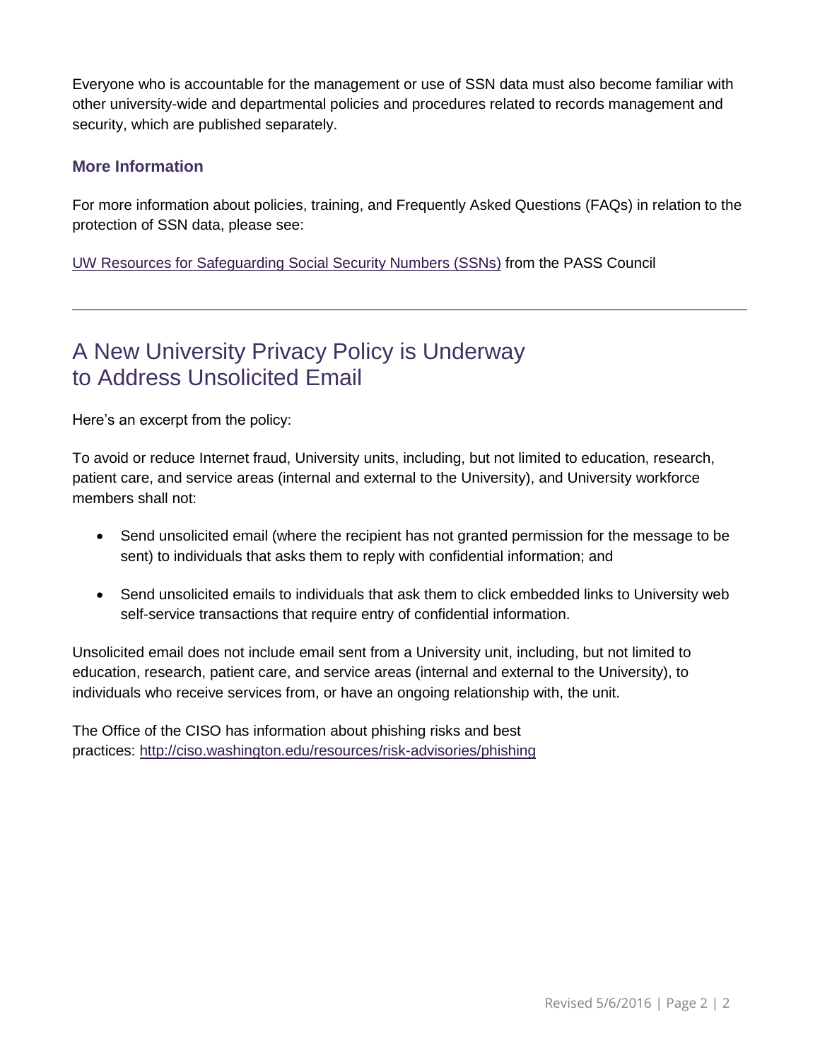Everyone who is accountable for the management or use of SSN data must also become familiar with other university-wide and departmental policies and procedures related to records management and security, which are published separately.

### More Information

For more information about policies, training, and Frequently Asked Questions (FAQs) in relation to the protection of SSN data, please see:

UW Resources for Safeguarding Social Security Numbers (SSNs) from the PASS Council

---

## A New University Privacy Policy is Underway to Address Unsolicited Email

Here's an excerpt from the policy:

To avoid or reduce Internet fraud, University units, including, but not limited to education, research, patient care, and service areas (internal and external to the University), and University workforce members shall not:

- Send unsolicited email (where the recipient has not granted permission for the message to be sent) to individuals that asks them to reply with confidential information; and
- Send unsolicited emails to individuals that ask them to click embedded links to University web self-service transactions that require entry of confidential information.

Unsolicited email does not include email sent from a University unit, including, but not limited to education, research, patient care, and service areas (internal and external to the University), to individuals who receive services from, or have an ongoing relationship with, the unit.

The Office of the CISO has information about phishing risks and best practices: http://ciso.washington.edu/resources/risk-advisories/phishing